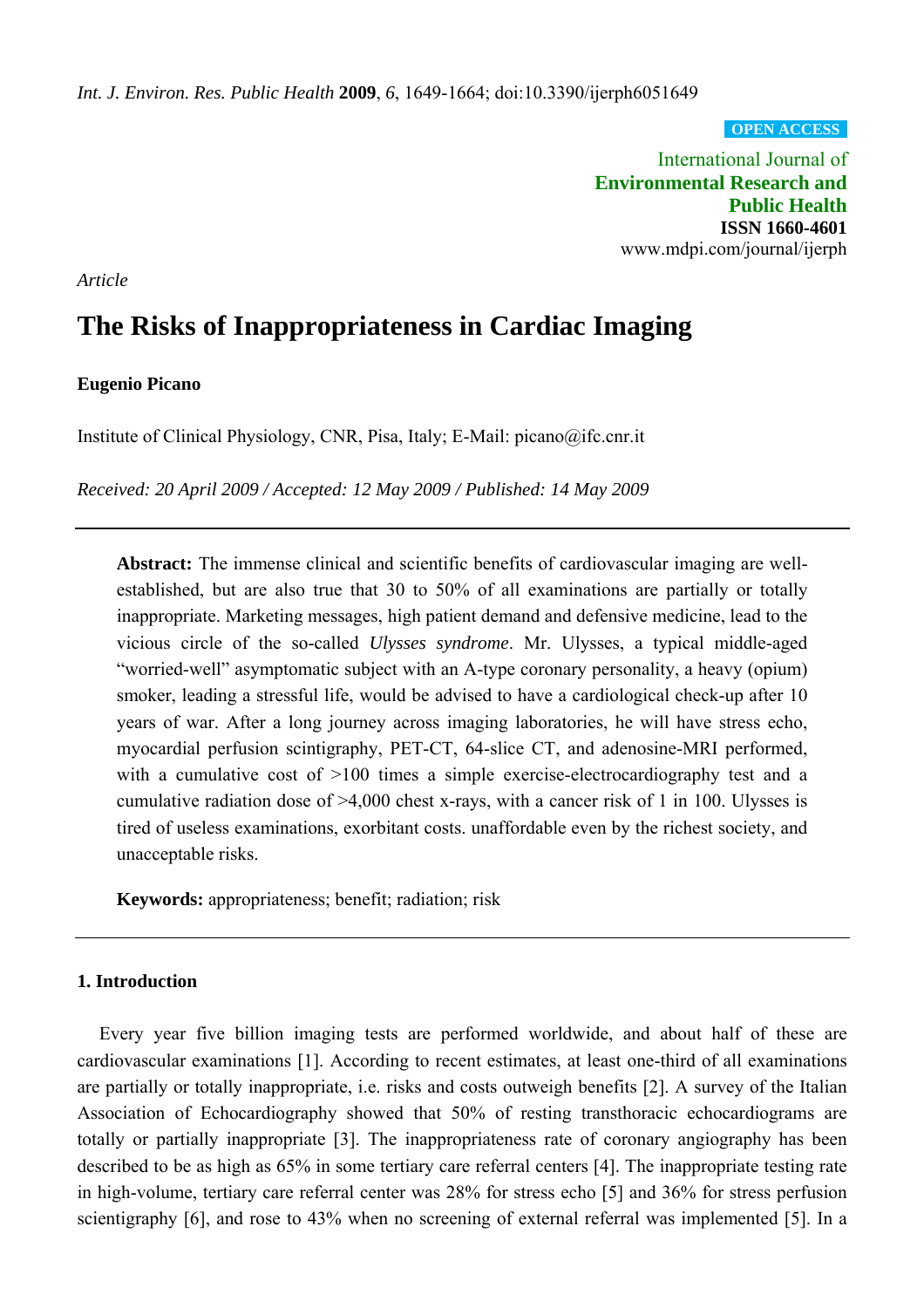*Int. J. Environ. Res. Public Health* **2009**, *6*, 1649-1664; doi:10.3390/ijerph6051649

**OPEN ACCESS**

International Journal of
**Environmental Research and Public Health**
**ISSN 1660-4601**
www.mdpi.com/journal/ijerph

*Article*

# The Risks of Inappropriateness in Cardiac Imaging

**Eugenio Picano**

Institute of Clinical Physiology, CNR, Pisa, Italy; E-Mail: picano@ifc.cnr.it

*Received: 20 April 2009 / Accepted: 12 May 2009 / Published: 14 May 2009*

---

**Abstract:** The immense clinical and scientific benefits of cardiovascular imaging are well-established, but are also true that 30 to 50% of all examinations are partially or totally inappropriate. Marketing messages, high patient demand and defensive medicine, lead to the vicious circle of the so-called *Ulysses syndrome*. Mr. Ulysses, a typical middle-aged "worried-well" asymptomatic subject with an A-type coronary personality, a heavy (opium) smoker, leading a stressful life, would be advised to have a cardiological check-up after 10 years of war. After a long journey across imaging laboratories, he will have stress echo, myocardial perfusion scintigraphy, PET-CT, 64-slice CT, and adenosine-MRI performed, with a cumulative cost of >100 times a simple exercise-electrocardiography test and a cumulative radiation dose of >4,000 chest x-rays, with a cancer risk of 1 in 100. Ulysses is tired of useless examinations, exorbitant costs. unaffordable even by the richest society, and unacceptable risks.

**Keywords:** appropriateness; benefit; radiation; risk

---

## 1. Introduction

Every year five billion imaging tests are performed worldwide, and about half of these are cardiovascular examinations [1]. According to recent estimates, at least one-third of all examinations are partially or totally inappropriate, i.e. risks and costs outweigh benefits [2]. A survey of the Italian Association of Echocardiography showed that 50% of resting transthoracic echocardiograms are totally or partially inappropriate [3]. The inappropriateness rate of coronary angiography has been described to be as high as 65% in some tertiary care referral centers [4]. The inappropriate testing rate in high-volume, tertiary care referral center was 28% for stress echo [5] and 36% for stress perfusion scientigraphy [6], and rose to 43% when no screening of external referral was implemented [5]. In a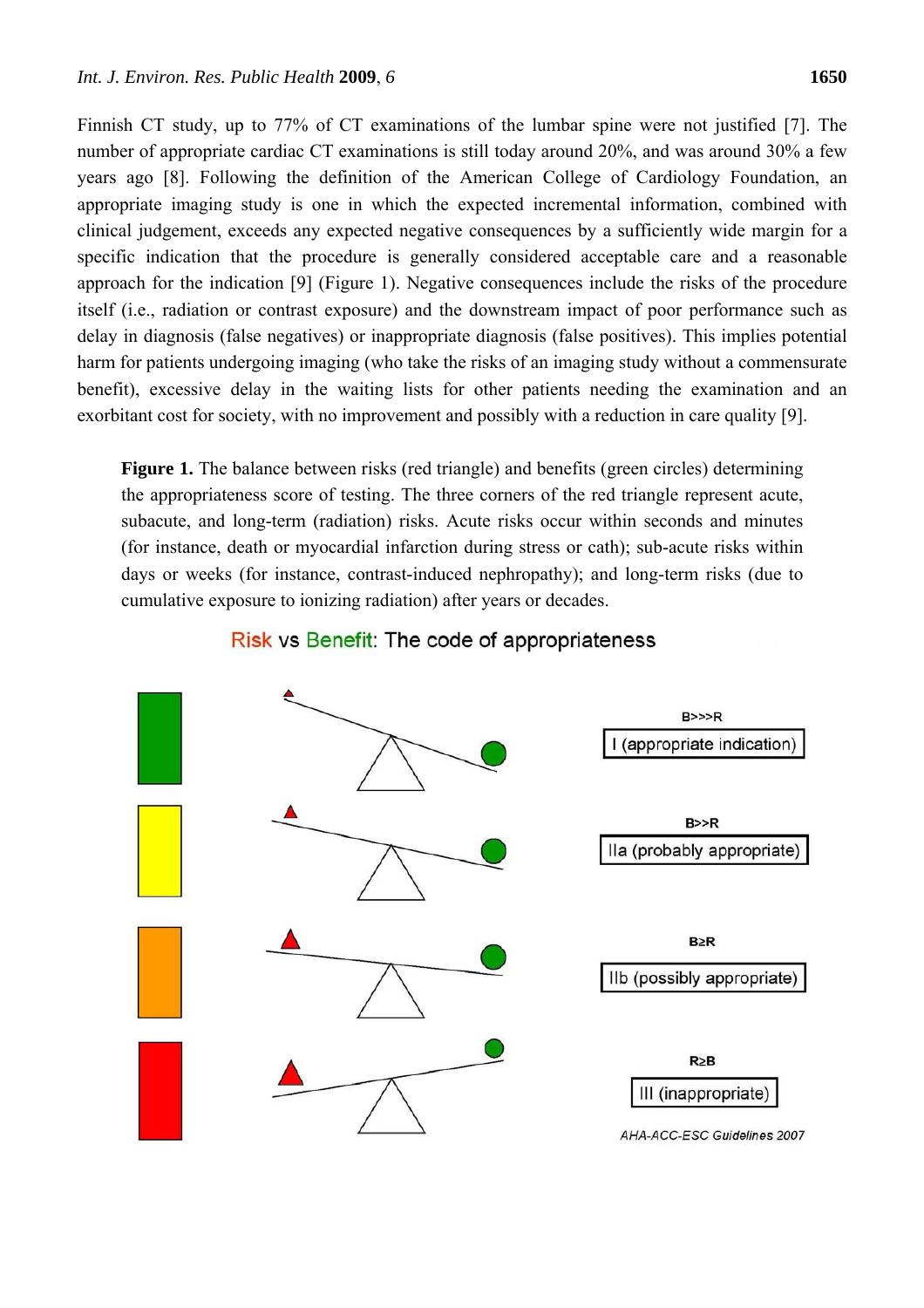Finnish CT study, up to 77% of CT examinations of the lumbar spine were not justified [7]. The number of appropriate cardiac CT examinations is still today around 20%, and was around 30% a few years ago [8]. Following the definition of the American College of Cardiology Foundation, an appropriate imaging study is one in which the expected incremental information, combined with clinical judgement, exceeds any expected negative consequences by a sufficiently wide margin for a specific indication that the procedure is generally considered acceptable care and a reasonable approach for the indication [9] (Figure 1). Negative consequences include the risks of the procedure itself (i.e., radiation or contrast exposure) and the downstream impact of poor performance such as delay in diagnosis (false negatives) or inappropriate diagnosis (false positives). This implies potential harm for patients undergoing imaging (who take the risks of an imaging study without a commensurate benefit), excessive delay in the waiting lists for other patients needing the examination and an exorbitant cost for society, with no improvement and possibly with a reduction in care quality [9].

**Figure 1.** The balance between risks (red triangle) and benefits (green circles) determining the appropriateness score of testing. The three corners of the red triangle represent acute, subacute, and long-term (radiation) risks. Acute risks occur within seconds and minutes (for instance, death or myocardial infarction during stress or cath); sub-acute risks within days or weeks (for instance, contrast-induced nephropathy); and long-term risks (due to cumulative exposure to ionizing radiation) after years or decades.

Risk vs Benefit: The code of appropriateness

| Balance | Class |
|---|---|
| B>>>R | I (appropriate indication) |
| B>>R | IIa (probably appropriate) |
| B≥R | IIb (possibly appropriate) |
| R≥B | III (inappropriate) |

AHA-ACC-ESC Guidelines 2007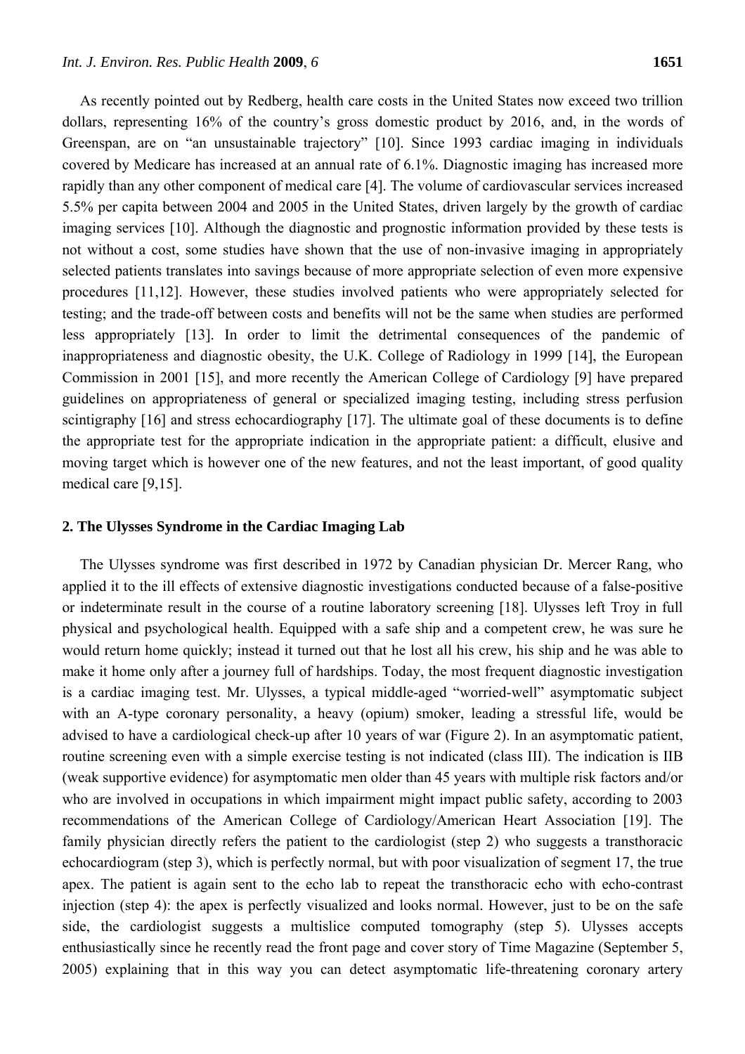As recently pointed out by Redberg, health care costs in the United States now exceed two trillion dollars, representing 16% of the country's gross domestic product by 2016, and, in the words of Greenspan, are on "an unsustainable trajectory" [10]. Since 1993 cardiac imaging in individuals covered by Medicare has increased at an annual rate of 6.1%. Diagnostic imaging has increased more rapidly than any other component of medical care [4]. The volume of cardiovascular services increased 5.5% per capita between 2004 and 2005 in the United States, driven largely by the growth of cardiac imaging services [10]. Although the diagnostic and prognostic information provided by these tests is not without a cost, some studies have shown that the use of non-invasive imaging in appropriately selected patients translates into savings because of more appropriate selection of even more expensive procedures [11,12]. However, these studies involved patients who were appropriately selected for testing; and the trade-off between costs and benefits will not be the same when studies are performed less appropriately [13]. In order to limit the detrimental consequences of the pandemic of inappropriateness and diagnostic obesity, the U.K. College of Radiology in 1999 [14], the European Commission in 2001 [15], and more recently the American College of Cardiology [9] have prepared guidelines on appropriateness of general or specialized imaging testing, including stress perfusion scintigraphy [16] and stress echocardiography [17]. The ultimate goal of these documents is to define the appropriate test for the appropriate indication in the appropriate patient: a difficult, elusive and moving target which is however one of the new features, and not the least important, of good quality medical care [9,15].

## 2. The Ulysses Syndrome in the Cardiac Imaging Lab

The Ulysses syndrome was first described in 1972 by Canadian physician Dr. Mercer Rang, who applied it to the ill effects of extensive diagnostic investigations conducted because of a false-positive or indeterminate result in the course of a routine laboratory screening [18]. Ulysses left Troy in full physical and psychological health. Equipped with a safe ship and a competent crew, he was sure he would return home quickly; instead it turned out that he lost all his crew, his ship and he was able to make it home only after a journey full of hardships. Today, the most frequent diagnostic investigation is a cardiac imaging test. Mr. Ulysses, a typical middle-aged "worried-well" asymptomatic subject with an A-type coronary personality, a heavy (opium) smoker, leading a stressful life, would be advised to have a cardiological check-up after 10 years of war (Figure 2). In an asymptomatic patient, routine screening even with a simple exercise testing is not indicated (class III). The indication is IIB (weak supportive evidence) for asymptomatic men older than 45 years with multiple risk factors and/or who are involved in occupations in which impairment might impact public safety, according to 2003 recommendations of the American College of Cardiology/American Heart Association [19]. The family physician directly refers the patient to the cardiologist (step 2) who suggests a transthoracic echocardiogram (step 3), which is perfectly normal, but with poor visualization of segment 17, the true apex. The patient is again sent to the echo lab to repeat the transthoracic echo with echo-contrast injection (step 4): the apex is perfectly visualized and looks normal. However, just to be on the safe side, the cardiologist suggests a multislice computed tomography (step 5). Ulysses accepts enthusiastically since he recently read the front page and cover story of Time Magazine (September 5, 2005) explaining that in this way you can detect asymptomatic life-threatening coronary artery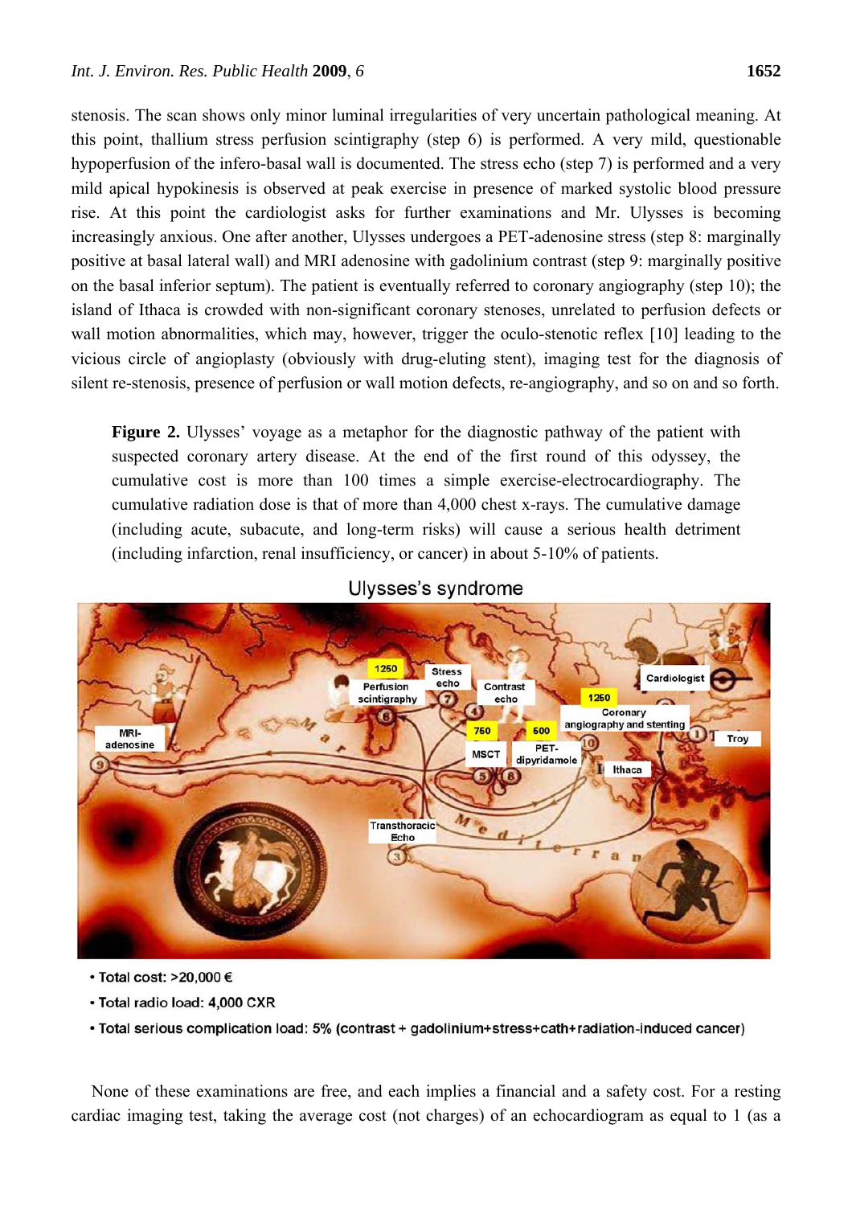stenosis. The scan shows only minor luminal irregularities of very uncertain pathological meaning. At this point, thallium stress perfusion scintigraphy (step 6) is performed. A very mild, questionable hypoperfusion of the infero-basal wall is documented. The stress echo (step 7) is performed and a very mild apical hypokinesis is observed at peak exercise in presence of marked systolic blood pressure rise. At this point the cardiologist asks for further examinations and Mr. Ulysses is becoming increasingly anxious. One after another, Ulysses undergoes a PET-adenosine stress (step 8: marginally positive at basal lateral wall) and MRI adenosine with gadolinium contrast (step 9: marginally positive on the basal inferior septum). The patient is eventually referred to coronary angiography (step 10); the island of Ithaca is crowded with non-significant coronary stenoses, unrelated to perfusion defects or wall motion abnormalities, which may, however, trigger the oculo-stenotic reflex [10] leading to the vicious circle of angioplasty (obviously with drug-eluting stent), imaging test for the diagnosis of silent re-stenosis, presence of perfusion or wall motion defects, re-angiography, and so on and so forth.

**Figure 2.** Ulysses' voyage as a metaphor for the diagnostic pathway of the patient with suspected coronary artery disease. At the end of the first round of this odyssey, the cumulative cost is more than 100 times a simple exercise-electrocardiography. The cumulative radiation dose is that of more than 4,000 chest x-rays. The cumulative damage (including acute, subacute, and long-term risks) will cause a serious health detriment (including infarction, renal insufficiency, or cancer) in about 5-10% of patients.

None of these examinations are free, and each implies a financial and a safety cost. For a resting cardiac imaging test, taking the average cost (not charges) of an echocardiogram as equal to 1 (as a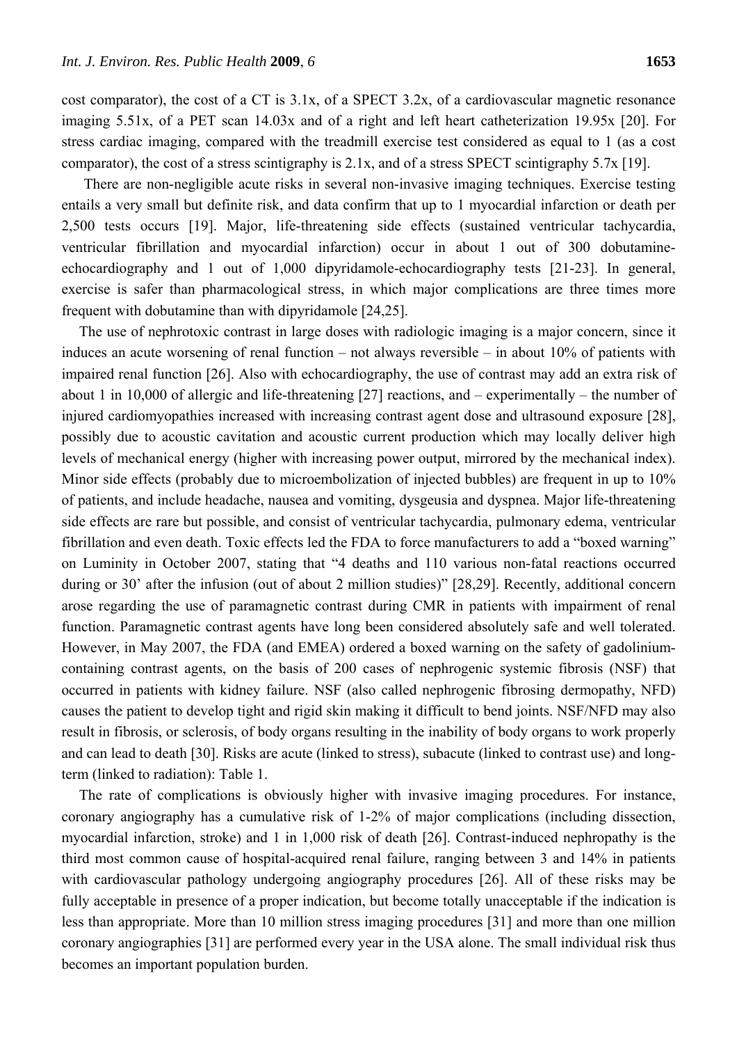cost comparator), the cost of a CT is 3.1x, of a SPECT 3.2x, of a cardiovascular magnetic resonance imaging 5.51x, of a PET scan 14.03x and of a right and left heart catheterization 19.95x [20]. For stress cardiac imaging, compared with the treadmill exercise test considered as equal to 1 (as a cost comparator), the cost of a stress scintigraphy is 2.1x, and of a stress SPECT scintigraphy 5.7x [19].

There are non-negligible acute risks in several non-invasive imaging techniques. Exercise testing entails a very small but definite risk, and data confirm that up to 1 myocardial infarction or death per 2,500 tests occurs [19]. Major, life-threatening side effects (sustained ventricular tachycardia, ventricular fibrillation and myocardial infarction) occur in about 1 out of 300 dobutamine-echocardiography and 1 out of 1,000 dipyridamole-echocardiography tests [21-23]. In general, exercise is safer than pharmacological stress, in which major complications are three times more frequent with dobutamine than with dipyridamole [24,25].

The use of nephrotoxic contrast in large doses with radiologic imaging is a major concern, since it induces an acute worsening of renal function – not always reversible – in about 10% of patients with impaired renal function [26]. Also with echocardiography, the use of contrast may add an extra risk of about 1 in 10,000 of allergic and life-threatening [27] reactions, and – experimentally – the number of injured cardiomyopathies increased with increasing contrast agent dose and ultrasound exposure [28], possibly due to acoustic cavitation and acoustic current production which may locally deliver high levels of mechanical energy (higher with increasing power output, mirrored by the mechanical index). Minor side effects (probably due to microembolization of injected bubbles) are frequent in up to 10% of patients, and include headache, nausea and vomiting, dysgeusia and dyspnea. Major life-threatening side effects are rare but possible, and consist of ventricular tachycardia, pulmonary edema, ventricular fibrillation and even death. Toxic effects led the FDA to force manufacturers to add a "boxed warning" on Luminity in October 2007, stating that "4 deaths and 110 various non-fatal reactions occurred during or 30' after the infusion (out of about 2 million studies)" [28,29]. Recently, additional concern arose regarding the use of paramagnetic contrast during CMR in patients with impairment of renal function. Paramagnetic contrast agents have long been considered absolutely safe and well tolerated. However, in May 2007, the FDA (and EMEA) ordered a boxed warning on the safety of gadolinium-containing contrast agents, on the basis of 200 cases of nephrogenic systemic fibrosis (NSF) that occurred in patients with kidney failure. NSF (also called nephrogenic fibrosing dermopathy, NFD) causes the patient to develop tight and rigid skin making it difficult to bend joints. NSF/NFD may also result in fibrosis, or sclerosis, of body organs resulting in the inability of body organs to work properly and can lead to death [30]. Risks are acute (linked to stress), subacute (linked to contrast use) and long-term (linked to radiation): Table 1.

The rate of complications is obviously higher with invasive imaging procedures. For instance, coronary angiography has a cumulative risk of 1-2% of major complications (including dissection, myocardial infarction, stroke) and 1 in 1,000 risk of death [26]. Contrast-induced nephropathy is the third most common cause of hospital-acquired renal failure, ranging between 3 and 14% in patients with cardiovascular pathology undergoing angiography procedures [26]. All of these risks may be fully acceptable in presence of a proper indication, but become totally unacceptable if the indication is less than appropriate. More than 10 million stress imaging procedures [31] and more than one million coronary angiographies [31] are performed every year in the USA alone. The small individual risk thus becomes an important population burden.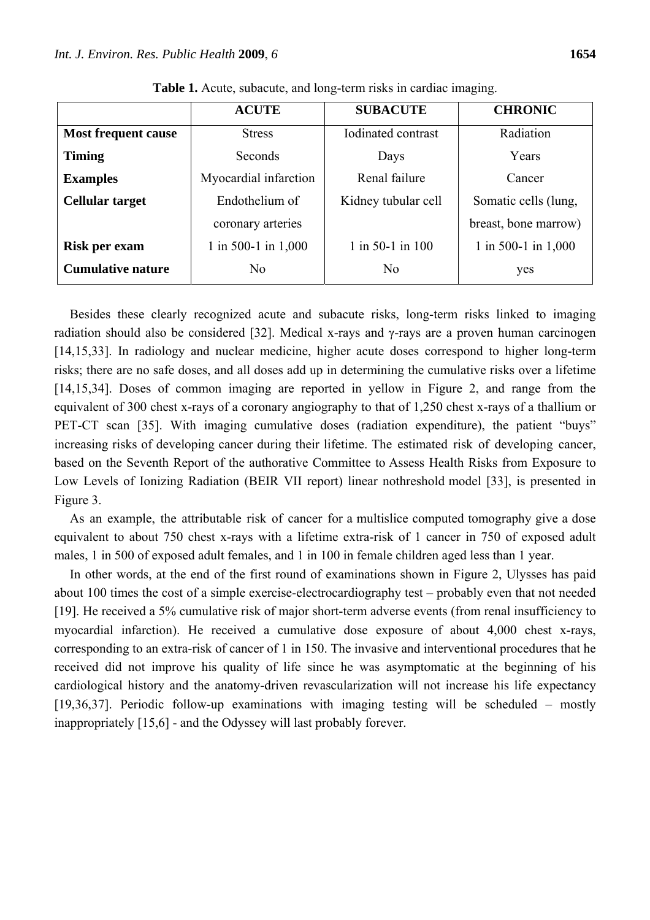**Table 1.** Acute, subacute, and long-term risks in cardiac imaging.

| | ACUTE | SUBACUTE | CHRONIC |
|---|---|---|---|
| **Most frequent cause** | Stress | Iodinated contrast | Radiation |
| **Timing** | Seconds | Days | Years |
| **Examples** | Myocardial infarction | Renal failure | Cancer |
| **Cellular target** | Endothelium of coronary arteries | Kidney tubular cell | Somatic cells (lung, breast, bone marrow) |
| **Risk per exam** | 1 in 500-1 in 1,000 | 1 in 50-1 in 100 | 1 in 500-1 in 1,000 |
| **Cumulative nature** | No | No | yes |

Besides these clearly recognized acute and subacute risks, long-term risks linked to imaging radiation should also be considered [32]. Medical x-rays and γ-rays are a proven human carcinogen [14,15,33]. In radiology and nuclear medicine, higher acute doses correspond to higher long-term risks; there are no safe doses, and all doses add up in determining the cumulative risks over a lifetime [14,15,34]. Doses of common imaging are reported in yellow in Figure 2, and range from the equivalent of 300 chest x-rays of a coronary angiography to that of 1,250 chest x-rays of a thallium or PET-CT scan [35]. With imaging cumulative doses (radiation expenditure), the patient "buys" increasing risks of developing cancer during their lifetime. The estimated risk of developing cancer, based on the Seventh Report of the authorative Committee to Assess Health Risks from Exposure to Low Levels of Ionizing Radiation (BEIR VII report) linear nothreshold model [33], is presented in Figure 3.

As an example, the attributable risk of cancer for a multislice computed tomography give a dose equivalent to about 750 chest x-rays with a lifetime extra-risk of 1 cancer in 750 of exposed adult males, 1 in 500 of exposed adult females, and 1 in 100 in female children aged less than 1 year.

In other words, at the end of the first round of examinations shown in Figure 2, Ulysses has paid about 100 times the cost of a simple exercise-electrocardiography test – probably even that not needed [19]. He received a 5% cumulative risk of major short-term adverse events (from renal insufficiency to myocardial infarction). He received a cumulative dose exposure of about 4,000 chest x-rays, corresponding to an extra-risk of cancer of 1 in 150. The invasive and interventional procedures that he received did not improve his quality of life since he was asymptomatic at the beginning of his cardiological history and the anatomy-driven revascularization will not increase his life expectancy [19,36,37]. Periodic follow-up examinations with imaging testing will be scheduled – mostly inappropriately [15,6] - and the Odyssey will last probably forever.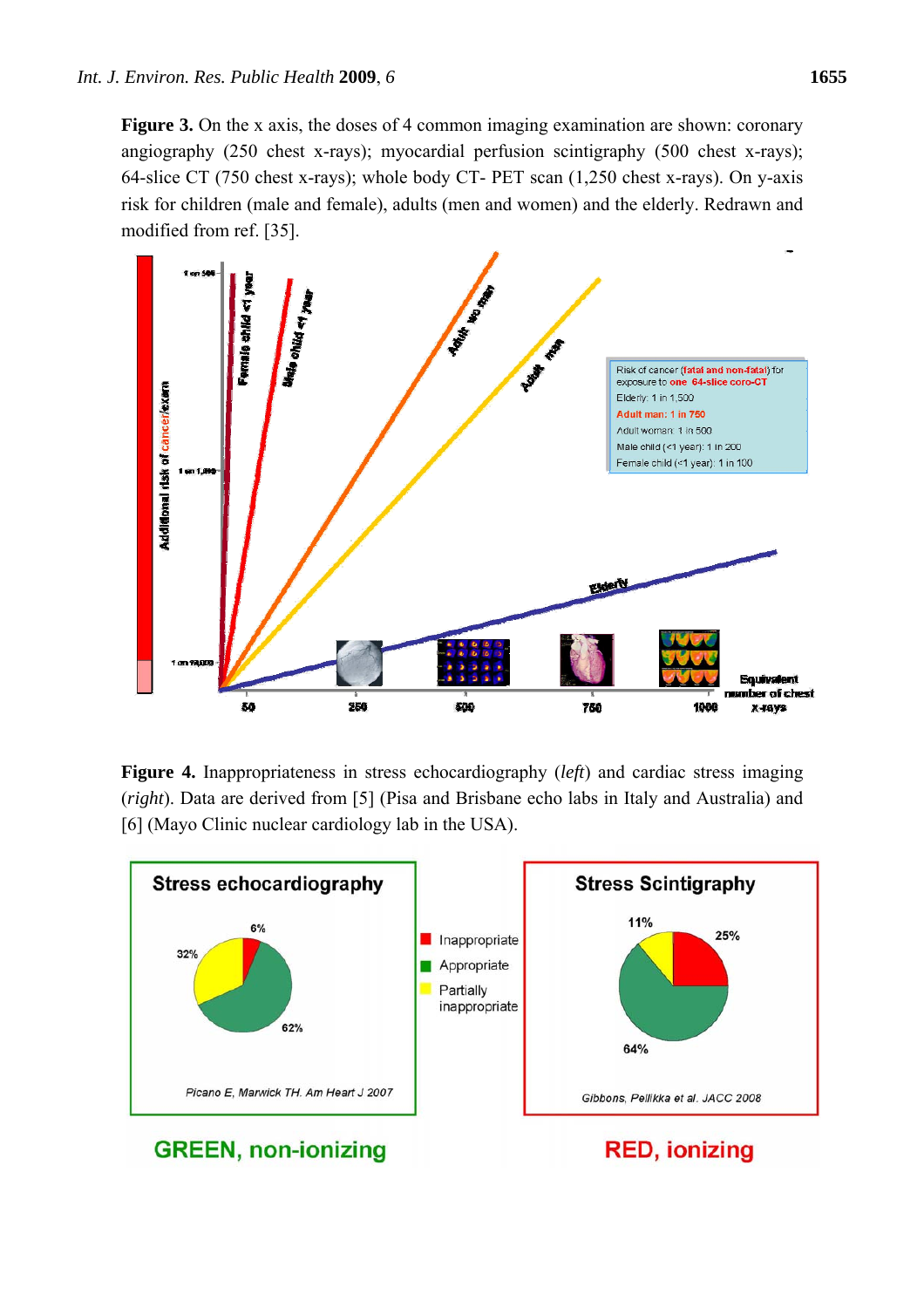**Figure 3.** On the x axis, the doses of 4 common imaging examination are shown: coronary angiography (250 chest x-rays); myocardial perfusion scintigraphy (500 chest x-rays); 64-slice CT (750 chest x-rays); whole body CT- PET scan (1,250 chest x-rays). On y-axis risk for children (male and female), adults (men and women) and the elderly. Redrawn and modified from ref. [35].

**Figure 4.** Inappropriateness in stress echocardiography (*left*) and cardiac stress imaging (*right*). Data are derived from [5] (Pisa and Brisbane echo labs in Italy and Australia) and [6] (Mayo Clinic nuclear cardiology lab in the USA).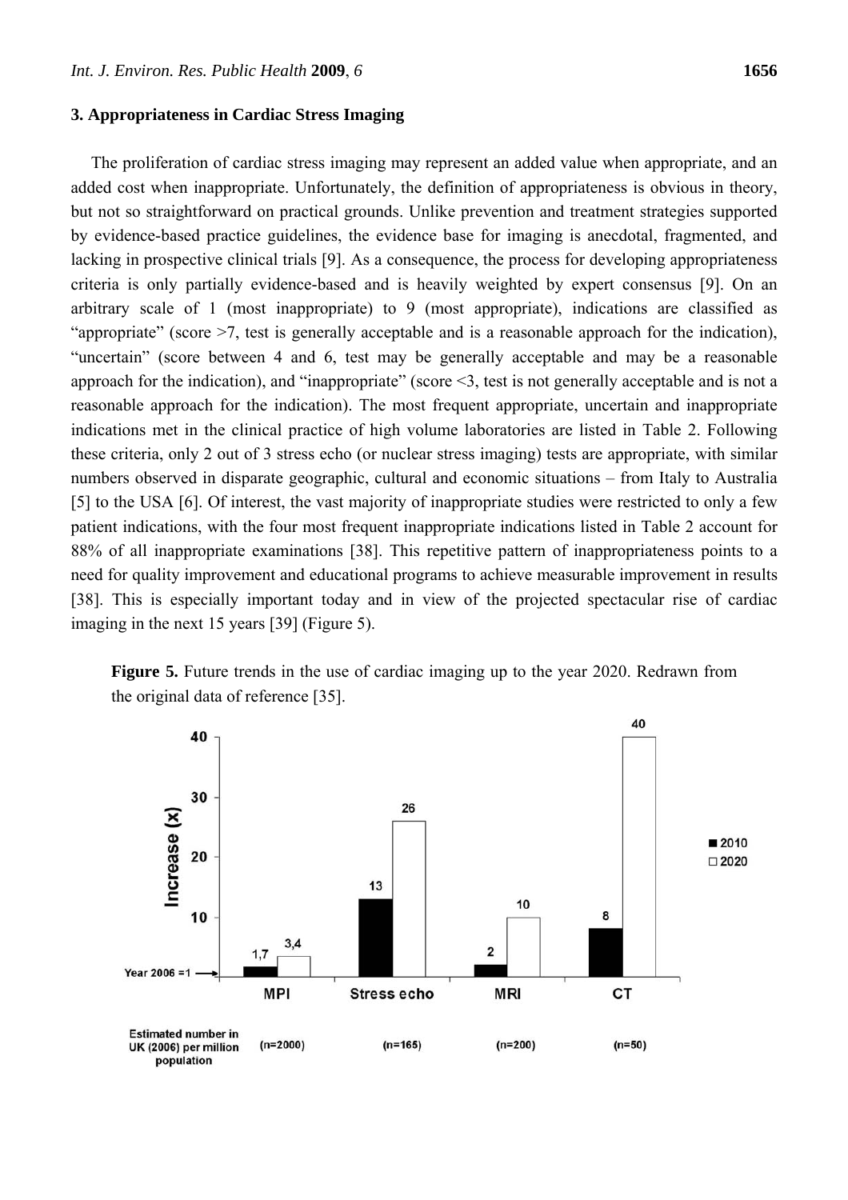## 3. Appropriateness in Cardiac Stress Imaging

The proliferation of cardiac stress imaging may represent an added value when appropriate, and an added cost when inappropriate. Unfortunately, the definition of appropriateness is obvious in theory, but not so straightforward on practical grounds. Unlike prevention and treatment strategies supported by evidence-based practice guidelines, the evidence base for imaging is anecdotal, fragmented, and lacking in prospective clinical trials [9]. As a consequence, the process for developing appropriateness criteria is only partially evidence-based and is heavily weighted by expert consensus [9]. On an arbitrary scale of 1 (most inappropriate) to 9 (most appropriate), indications are classified as "appropriate" (score >7, test is generally acceptable and is a reasonable approach for the indication), "uncertain" (score between 4 and 6, test may be generally acceptable and may be a reasonable approach for the indication), and "inappropriate" (score <3, test is not generally acceptable and is not a reasonable approach for the indication). The most frequent appropriate, uncertain and inappropriate indications met in the clinical practice of high volume laboratories are listed in Table 2. Following these criteria, only 2 out of 3 stress echo (or nuclear stress imaging) tests are appropriate, with similar numbers observed in disparate geographic, cultural and economic situations – from Italy to Australia [5] to the USA [6]. Of interest, the vast majority of inappropriate studies were restricted to only a few patient indications, with the four most frequent inappropriate indications listed in Table 2 account for 88% of all inappropriate examinations [38]. This repetitive pattern of inappropriateness points to a need for quality improvement and educational programs to achieve measurable improvement in results [38]. This is especially important today and in view of the projected spectacular rise of cardiac imaging in the next 15 years [39] (Figure 5).

**Figure 5.** Future trends in the use of cardiac imaging up to the year 2020. Redrawn from the original data of reference [35].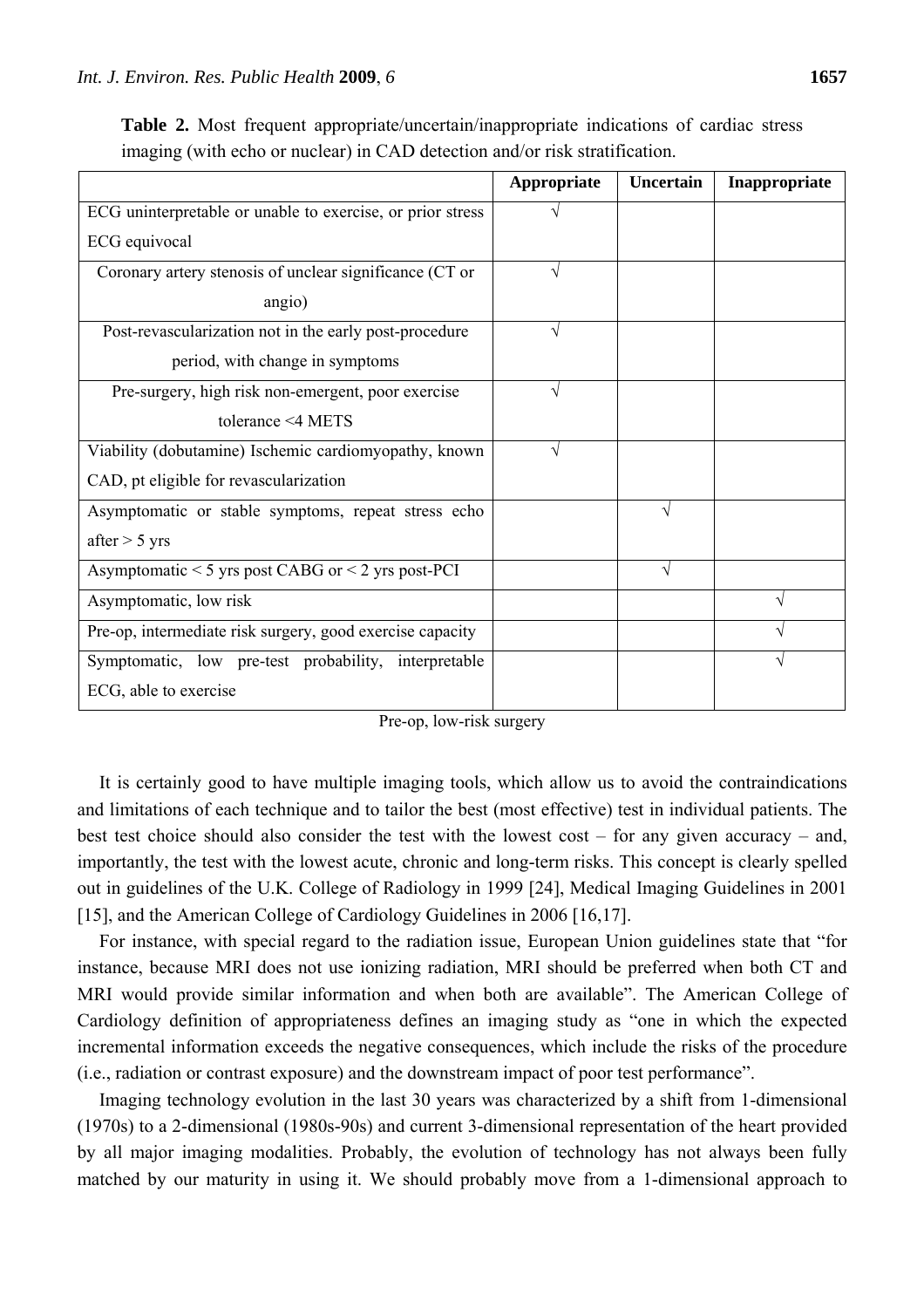**Table 2.** Most frequent appropriate/uncertain/inappropriate indications of cardiac stress imaging (with echo or nuclear) in CAD detection and/or risk stratification.

| | Appropriate | Uncertain | Inappropriate |
|---|---|---|---|
| ECG uninterpretable or unable to exercise, or prior stress ECG equivocal | √ | | |
| Coronary artery stenosis of unclear significance (CT or angio) | √ | | |
| Post-revascularization not in the early post-procedure period, with change in symptoms | √ | | |
| Pre-surgery, high risk non-emergent, poor exercise tolerance <4 METS | √ | | |
| Viability (dobutamine) Ischemic cardiomyopathy, known CAD, pt eligible for revascularization | √ | | |
| Asymptomatic or stable symptoms, repeat stress echo after > 5 yrs | | √ | |
| Asymptomatic < 5 yrs post CABG or < 2 yrs post-PCI | | √ | |
| Asymptomatic, low risk | | | √ |
| Pre-op, intermediate risk surgery, good exercise capacity | | | √ |
| Symptomatic, low pre-test probability, interpretable ECG, able to exercise | | | √ |

Pre-op, low-risk surgery

It is certainly good to have multiple imaging tools, which allow us to avoid the contraindications and limitations of each technique and to tailor the best (most effective) test in individual patients. The best test choice should also consider the test with the lowest cost – for any given accuracy – and, importantly, the test with the lowest acute, chronic and long-term risks. This concept is clearly spelled out in guidelines of the U.K. College of Radiology in 1999 [24], Medical Imaging Guidelines in 2001 [15], and the American College of Cardiology Guidelines in 2006 [16,17].

For instance, with special regard to the radiation issue, European Union guidelines state that "for instance, because MRI does not use ionizing radiation, MRI should be preferred when both CT and MRI would provide similar information and when both are available". The American College of Cardiology definition of appropriateness defines an imaging study as "one in which the expected incremental information exceeds the negative consequences, which include the risks of the procedure (i.e., radiation or contrast exposure) and the downstream impact of poor test performance".

Imaging technology evolution in the last 30 years was characterized by a shift from 1-dimensional (1970s) to a 2-dimensional (1980s-90s) and current 3-dimensional representation of the heart provided by all major imaging modalities. Probably, the evolution of technology has not always been fully matched by our maturity in using it. We should probably move from a 1-dimensional approach to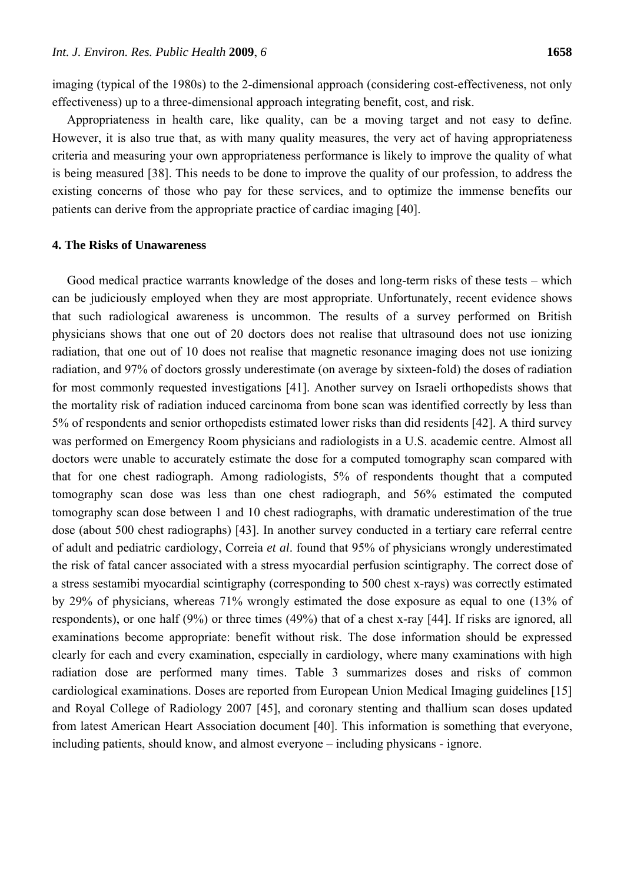imaging (typical of the 1980s) to the 2-dimensional approach (considering cost-effectiveness, not only effectiveness) up to a three-dimensional approach integrating benefit, cost, and risk.

Appropriateness in health care, like quality, can be a moving target and not easy to define. However, it is also true that, as with many quality measures, the very act of having appropriateness criteria and measuring your own appropriateness performance is likely to improve the quality of what is being measured [38]. This needs to be done to improve the quality of our profession, to address the existing concerns of those who pay for these services, and to optimize the immense benefits our patients can derive from the appropriate practice of cardiac imaging [40].

## 4. The Risks of Unawareness

Good medical practice warrants knowledge of the doses and long-term risks of these tests – which can be judiciously employed when they are most appropriate. Unfortunately, recent evidence shows that such radiological awareness is uncommon. The results of a survey performed on British physicians shows that one out of 20 doctors does not realise that ultrasound does not use ionizing radiation, that one out of 10 does not realise that magnetic resonance imaging does not use ionizing radiation, and 97% of doctors grossly underestimate (on average by sixteen-fold) the doses of radiation for most commonly requested investigations [41]. Another survey on Israeli orthopedists shows that the mortality risk of radiation induced carcinoma from bone scan was identified correctly by less than 5% of respondents and senior orthopedists estimated lower risks than did residents [42]. A third survey was performed on Emergency Room physicians and radiologists in a U.S. academic centre. Almost all doctors were unable to accurately estimate the dose for a computed tomography scan compared with that for one chest radiograph. Among radiologists, 5% of respondents thought that a computed tomography scan dose was less than one chest radiograph, and 56% estimated the computed tomography scan dose between 1 and 10 chest radiographs, with dramatic underestimation of the true dose (about 500 chest radiographs) [43]. In another survey conducted in a tertiary care referral centre of adult and pediatric cardiology, Correia *et al*. found that 95% of physicians wrongly underestimated the risk of fatal cancer associated with a stress myocardial perfusion scintigraphy. The correct dose of a stress sestamibi myocardial scintigraphy (corresponding to 500 chest x-rays) was correctly estimated by 29% of physicians, whereas 71% wrongly estimated the dose exposure as equal to one (13% of respondents), or one half (9%) or three times (49%) that of a chest x-ray [44]. If risks are ignored, all examinations become appropriate: benefit without risk. The dose information should be expressed clearly for each and every examination, especially in cardiology, where many examinations with high radiation dose are performed many times. Table 3 summarizes doses and risks of common cardiological examinations. Doses are reported from European Union Medical Imaging guidelines [15] and Royal College of Radiology 2007 [45], and coronary stenting and thallium scan doses updated from latest American Heart Association document [40]. This information is something that everyone, including patients, should know, and almost everyone – including physicans - ignore.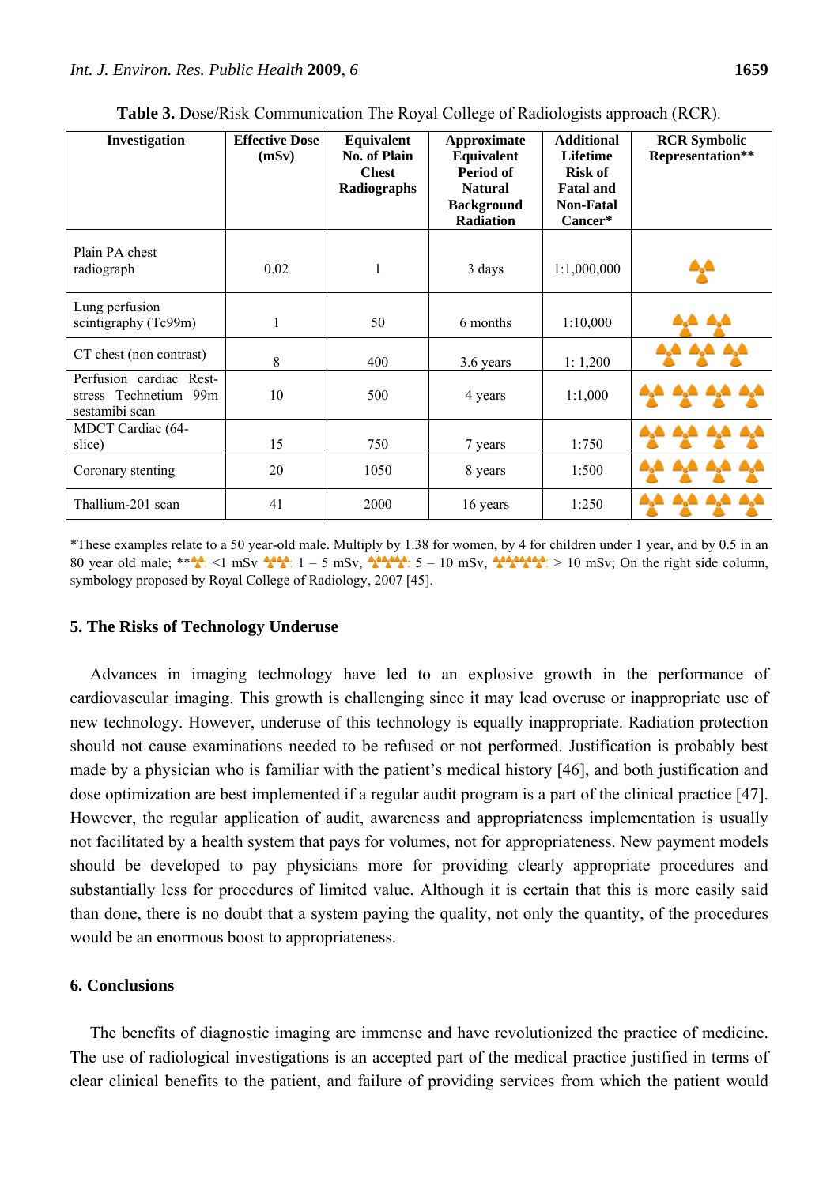**Table 3.** Dose/Risk Communication The Royal College of Radiologists approach (RCR).

| Investigation | Effective Dose (mSv) | Equivalent No. of Plain Chest Radiographs | Approximate Equivalent Period of Natural Background Radiation | Additional Lifetime Risk of Fatal and Non-Fatal Cancer* | RCR Symbolic Representation** |
|---|---|---|---|---|---|
| Plain PA chest radiograph | 0.02 | 1 | 3 days | 1:1,000,000 | ☢ |
| Lung perfusion scintigraphy (Tc99m) | 1 | 50 | 6 months | 1:10,000 | ☢☢ |
| CT chest (non contrast) | 8 | 400 | 3.6 years | 1: 1,200 | ☢☢☢ |
| Perfusion cardiac Rest-stress Technetium 99m sestamibi scan | 10 | 500 | 4 years | 1:1,000 | ☢☢☢☢ |
| MDCT Cardiac (64-slice) | 15 | 750 | 7 years | 1:750 | ☢☢☢☢ |
| Coronary stenting | 20 | 1050 | 8 years | 1:500 | ☢☢☢☢ |
| Thallium-201 scan | 41 | 2000 | 16 years | 1:250 | ☢☢☢☢ |

*These examples relate to a 50 year-old male. Multiply by 1.38 for women, by 4 for children under 1 year, and by 0.5 in an 80 year old male; **☢: <1 mSv ☢☢: 1 – 5 mSv, ☢☢☢: 5 – 10 mSv, ☢☢☢☢: > 10 mSv; On the right side column, symbology proposed by Royal College of Radiology, 2007 [45].

## 5. The Risks of Technology Underuse

Advances in imaging technology have led to an explosive growth in the performance of cardiovascular imaging. This growth is challenging since it may lead overuse or inappropriate use of new technology. However, underuse of this technology is equally inappropriate. Radiation protection should not cause examinations needed to be refused or not performed. Justification is probably best made by a physician who is familiar with the patient's medical history [46], and both justification and dose optimization are best implemented if a regular audit program is a part of the clinical practice [47]. However, the regular application of audit, awareness and appropriateness implementation is usually not facilitated by a health system that pays for volumes, not for appropriateness. New payment models should be developed to pay physicians more for providing clearly appropriate procedures and substantially less for procedures of limited value. Although it is certain that this is more easily said than done, there is no doubt that a system paying the quality, not only the quantity, of the procedures would be an enormous boost to appropriateness.

## 6. Conclusions

The benefits of diagnostic imaging are immense and have revolutionized the practice of medicine. The use of radiological investigations is an accepted part of the medical practice justified in terms of clear clinical benefits to the patient, and failure of providing services from which the patient would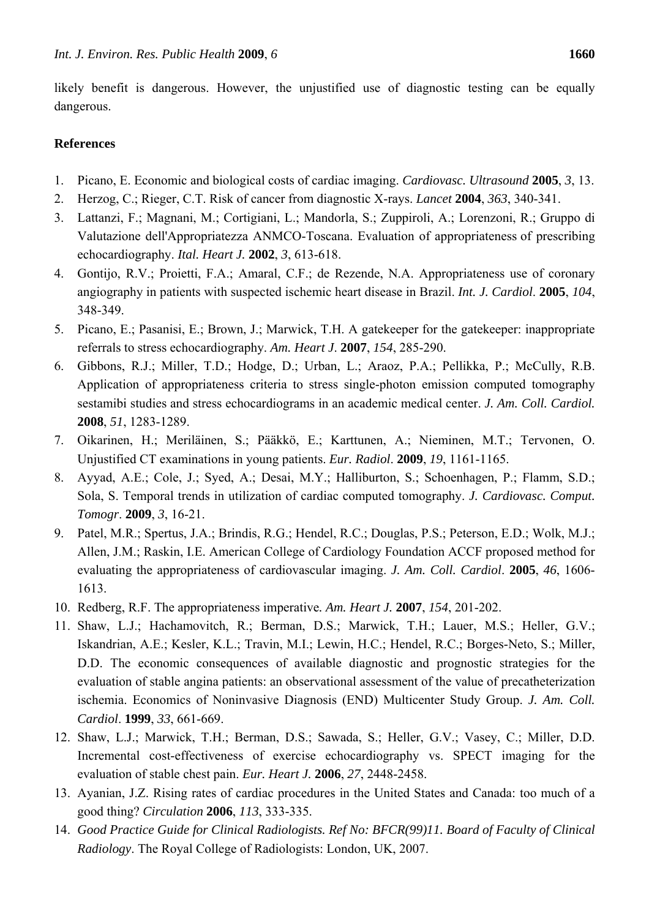likely benefit is dangerous. However, the unjustified use of diagnostic testing can be equally dangerous.

**References**

1. Picano, E. Economic and biological costs of cardiac imaging. *Cardiovasc. Ultrasound* **2005**, *3*, 13.
2. Herzog, C.; Rieger, C.T. Risk of cancer from diagnostic X-rays. *Lancet* **2004**, *363*, 340-341.
3. Lattanzi, F.; Magnani, M.; Cortigiani, L.; Mandorla, S.; Zuppiroli, A.; Lorenzoni, R.; Gruppo di Valutazione dell'Appropriatezza ANMCO-Toscana. Evaluation of appropriateness of prescribing echocardiography. *Ital. Heart J.* **2002**, *3*, 613-618.
4. Gontijo, R.V.; Proietti, F.A.; Amaral, C.F.; de Rezende, N.A. Appropriateness use of coronary angiography in patients with suspected ischemic heart disease in Brazil. *Int. J. Cardiol.* **2005**, *104*, 348-349.
5. Picano, E.; Pasanisi, E.; Brown, J.; Marwick, T.H. A gatekeeper for the gatekeeper: inappropriate referrals to stress echocardiography. *Am. Heart J*. **2007**, *154*, 285-290.
6. Gibbons, R.J.; Miller, T.D.; Hodge, D.; Urban, L.; Araoz, P.A.; Pellikka, P.; McCully, R.B. Application of appropriateness criteria to stress single-photon emission computed tomography sestamibi studies and stress echocardiograms in an academic medical center. *J. Am. Coll. Cardiol.* **2008**, *51*, 1283-1289.
7. Oikarinen, H.; Meriläinen, S.; Pääkkö, E.; Karttunen, A.; Nieminen, M.T.; Tervonen, O. Unjustified CT examinations in young patients. *Eur. Radiol*. **2009**, *19*, 1161-1165.
8. Ayyad, A.E.; Cole, J.; Syed, A.; Desai, M.Y.; Halliburton, S.; Schoenhagen, P.; Flamm, S.D.; Sola, S. Temporal trends in utilization of cardiac computed tomography. *J. Cardiovasc. Comput. Tomogr*. **2009**, *3*, 16-21.
9. Patel, M.R.; Spertus, J.A.; Brindis, R.G.; Hendel, R.C.; Douglas, P.S.; Peterson, E.D.; Wolk, M.J.; Allen, J.M.; Raskin, I.E. American College of Cardiology Foundation ACCF proposed method for evaluating the appropriateness of cardiovascular imaging. *J. Am. Coll. Cardiol*. **2005**, *46*, 1606-1613.
10. Redberg, R.F. The appropriateness imperative*. Am. Heart J.* **2007**, *154*, 201-202.
11. Shaw, L.J.; Hachamovitch, R.; Berman, D.S.; Marwick, T.H.; Lauer, M.S.; Heller, G.V.; Iskandrian, A.E.; Kesler, K.L.; Travin, M.I.; Lewin, H.C.; Hendel, R.C.; Borges-Neto, S.; Miller, D.D. The economic consequences of available diagnostic and prognostic strategies for the evaluation of stable angina patients: an observational assessment of the value of precatheterization ischemia. Economics of Noninvasive Diagnosis (END) Multicenter Study Group. *J. Am. Coll. Cardiol*. **1999**, *33*, 661-669.
12. Shaw, L.J.; Marwick, T.H.; Berman, D.S.; Sawada, S.; Heller, G.V.; Vasey, C.; Miller, D.D. Incremental cost-effectiveness of exercise echocardiography vs. SPECT imaging for the evaluation of stable chest pain. *Eur. Heart J.* **2006**, *27*, 2448-2458.
13. Ayanian, J.Z. Rising rates of cardiac procedures in the United States and Canada: too much of a good thing? *Circulation* **2006**, *113*, 333-335.
14. *Good Practice Guide for Clinical Radiologists. Ref No: BFCR(99)11. Board of Faculty of Clinical Radiology*. The Royal College of Radiologists: London, UK, 2007.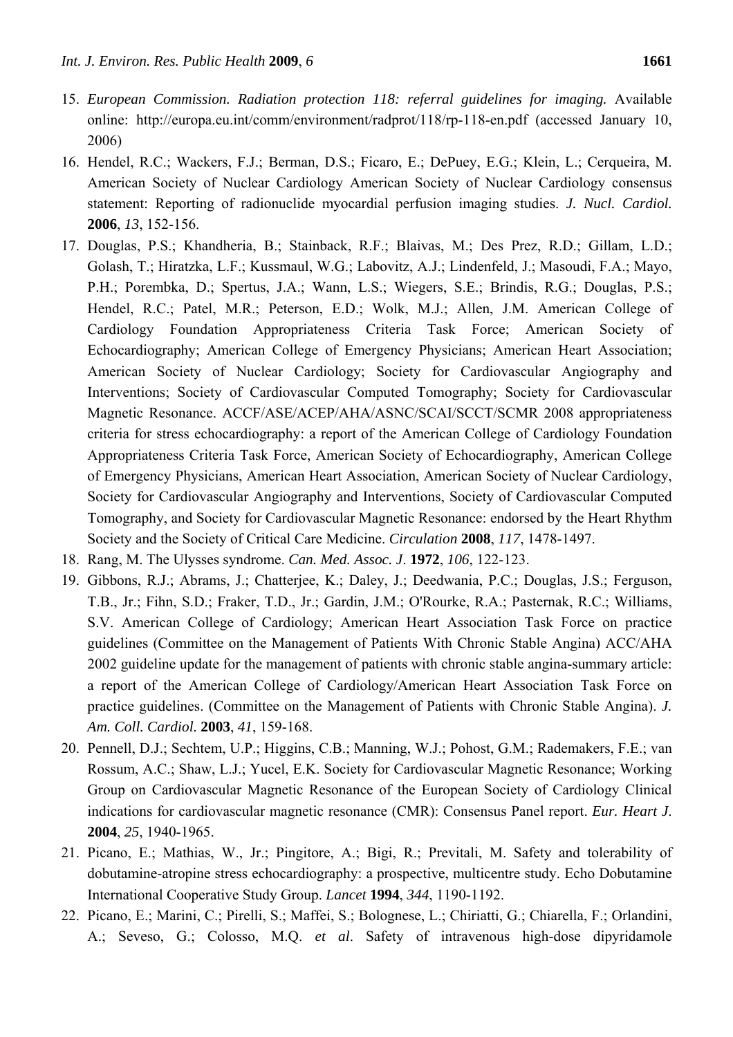15. *European Commission. Radiation protection 118: referral guidelines for imaging.* Available online: http://europa.eu.int/comm/environment/radprot/118/rp-118-en.pdf (accessed January 10, 2006)
16. Hendel, R.C.; Wackers, F.J.; Berman, D.S.; Ficaro, E.; DePuey, E.G.; Klein, L.; Cerqueira, M. American Society of Nuclear Cardiology American Society of Nuclear Cardiology consensus statement: Reporting of radionuclide myocardial perfusion imaging studies. *J. Nucl. Cardiol.* **2006**, *13*, 152-156.
17. Douglas, P.S.; Khandheria, B.; Stainback, R.F.; Blaivas, M.; Des Prez, R.D.; Gillam, L.D.; Golash, T.; Hiratzka, L.F.; Kussmaul, W.G.; Labovitz, A.J.; Lindenfeld, J.; Masoudi, F.A.; Mayo, P.H.; Porembka, D.; Spertus, J.A.; Wann, L.S.; Wiegers, S.E.; Brindis, R.G.; Douglas, P.S.; Hendel, R.C.; Patel, M.R.; Peterson, E.D.; Wolk, M.J.; Allen, J.M. American College of Cardiology Foundation Appropriateness Criteria Task Force; American Society of Echocardiography; American College of Emergency Physicians; American Heart Association; American Society of Nuclear Cardiology; Society for Cardiovascular Angiography and Interventions; Society of Cardiovascular Computed Tomography; Society for Cardiovascular Magnetic Resonance. ACCF/ASE/ACEP/AHA/ASNC/SCAI/SCCT/SCMR 2008 appropriateness criteria for stress echocardiography: a report of the American College of Cardiology Foundation Appropriateness Criteria Task Force, American Society of Echocardiography, American College of Emergency Physicians, American Heart Association, American Society of Nuclear Cardiology, Society for Cardiovascular Angiography and Interventions, Society of Cardiovascular Computed Tomography, and Society for Cardiovascular Magnetic Resonance: endorsed by the Heart Rhythm Society and the Society of Critical Care Medicine. *Circulation* **2008**, *117*, 1478-1497.
18. Rang, M. The Ulysses syndrome. *Can. Med. Assoc. J.* **1972**, *106*, 122-123.
19. Gibbons, R.J.; Abrams, J.; Chatterjee, K.; Daley, J.; Deedwania, P.C.; Douglas, J.S.; Ferguson, T.B., Jr.; Fihn, S.D.; Fraker, T.D., Jr.; Gardin, J.M.; O'Rourke, R.A.; Pasternak, R.C.; Williams, S.V. American College of Cardiology; American Heart Association Task Force on practice guidelines (Committee on the Management of Patients With Chronic Stable Angina) ACC/AHA 2002 guideline update for the management of patients with chronic stable angina-summary article: a report of the American College of Cardiology/American Heart Association Task Force on practice guidelines. (Committee on the Management of Patients with Chronic Stable Angina). *J. Am. Coll. Cardiol.* **2003**, *41*, 159-168.
20. Pennell, D.J.; Sechtem, U.P.; Higgins, C.B.; Manning, W.J.; Pohost, G.M.; Rademakers, F.E.; van Rossum, A.C.; Shaw, L.J.; Yucel, E.K. Society for Cardiovascular Magnetic Resonance; Working Group on Cardiovascular Magnetic Resonance of the European Society of Cardiology Clinical indications for cardiovascular magnetic resonance (CMR): Consensus Panel report. *Eur. Heart J.* **2004**, *25*, 1940-1965.
21. Picano, E.; Mathias, W., Jr.; Pingitore, A.; Bigi, R.; Previtali, M. Safety and tolerability of dobutamine-atropine stress echocardiography: a prospective, multicentre study. Echo Dobutamine International Cooperative Study Group. *Lancet* **1994**, *344*, 1190-1192.
22. Picano, E.; Marini, C.; Pirelli, S.; Maffei, S.; Bolognese, L.; Chiriatti, G.; Chiarella, F.; Orlandini, A.; Seveso, G.; Colosso, M.Q. *et al*. Safety of intravenous high-dose dipyridamole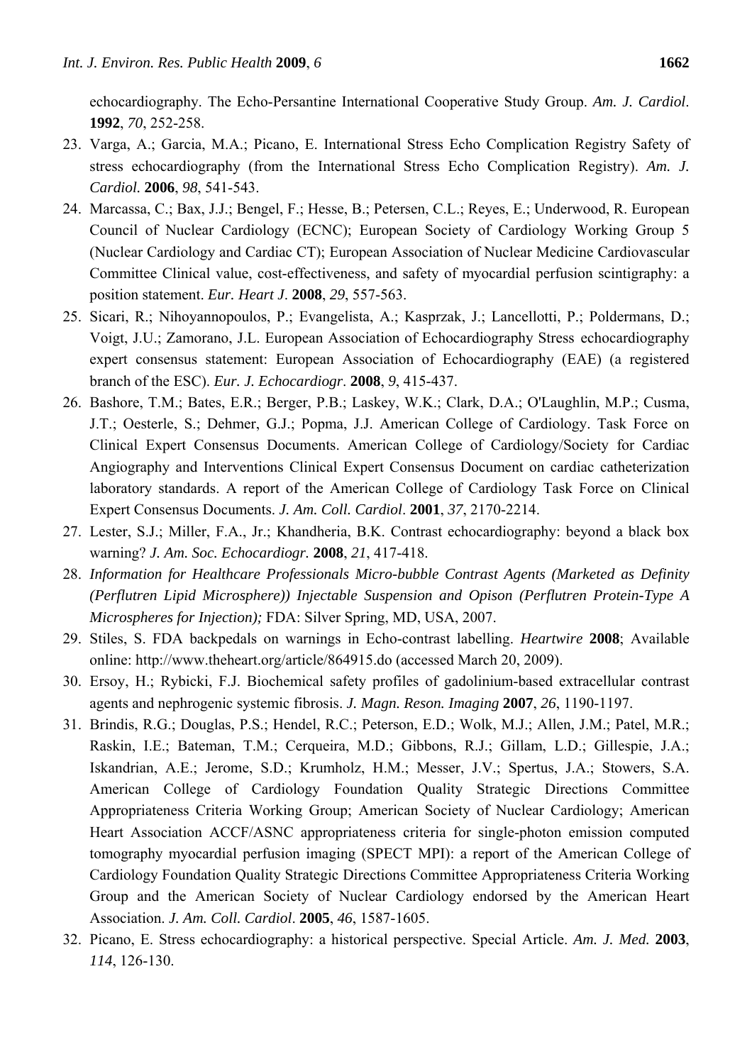echocardiography. The Echo-Persantine International Cooperative Study Group. *Am. J. Cardiol*. **1992**, *70*, 252-258.

23. Varga, A.; Garcia, M.A.; Picano, E. International Stress Echo Complication Registry Safety of stress echocardiography (from the International Stress Echo Complication Registry). *Am. J. Cardiol.* **2006**, *98*, 541-543.
24. Marcassa, C.; Bax, J.J.; Bengel, F.; Hesse, B.; Petersen, C.L.; Reyes, E.; Underwood, R. European Council of Nuclear Cardiology (ECNC); European Society of Cardiology Working Group 5 (Nuclear Cardiology and Cardiac CT); European Association of Nuclear Medicine Cardiovascular Committee Clinical value, cost-effectiveness, and safety of myocardial perfusion scintigraphy: a position statement. *Eur. Heart J*. **2008**, *29*, 557-563.
25. Sicari, R.; Nihoyannopoulos, P.; Evangelista, A.; Kasprzak, J.; Lancellotti, P.; Poldermans, D.; Voigt, J.U.; Zamorano, J.L. European Association of Echocardiography Stress echocardiography expert consensus statement: European Association of Echocardiography (EAE) (a registered branch of the ESC). *Eur. J. Echocardiogr*. **2008**, *9*, 415-437.
26. Bashore, T.M.; Bates, E.R.; Berger, P.B.; Laskey, W.K.; Clark, D.A.; O'Laughlin, M.P.; Cusma, J.T.; Oesterle, S.; Dehmer, G.J.; Popma, J.J. American College of Cardiology. Task Force on Clinical Expert Consensus Documents. American College of Cardiology/Society for Cardiac Angiography and Interventions Clinical Expert Consensus Document on cardiac catheterization laboratory standards. A report of the American College of Cardiology Task Force on Clinical Expert Consensus Documents. *J. Am. Coll. Cardiol*. **2001**, *37*, 2170-2214.
27. Lester, S.J.; Miller, F.A., Jr.; Khandheria, B.K. Contrast echocardiography: beyond a black box warning? *J. Am. Soc. Echocardiogr.* **2008**, *21*, 417-418.
28. *Information for Healthcare Professionals Micro-bubble Contrast Agents (Marketed as Definity (Perflutren Lipid Microsphere)) Injectable Suspension and Opison (Perflutren Protein-Type A Microspheres for Injection);* FDA: Silver Spring, MD, USA, 2007.
29. Stiles, S. FDA backpedals on warnings in Echo-contrast labelling. *Heartwire* **2008**; Available online: http://www.theheart.org/article/864915.do (accessed March 20, 2009).
30. Ersoy, H.; Rybicki, F.J. Biochemical safety profiles of gadolinium-based extracellular contrast agents and nephrogenic systemic fibrosis. *J. Magn. Reson. Imaging* **2007**, *26*, 1190-1197.
31. Brindis, R.G.; Douglas, P.S.; Hendel, R.C.; Peterson, E.D.; Wolk, M.J.; Allen, J.M.; Patel, M.R.; Raskin, I.E.; Bateman, T.M.; Cerqueira, M.D.; Gibbons, R.J.; Gillam, L.D.; Gillespie, J.A.; Iskandrian, A.E.; Jerome, S.D.; Krumholz, H.M.; Messer, J.V.; Spertus, J.A.; Stowers, S.A. American College of Cardiology Foundation Quality Strategic Directions Committee Appropriateness Criteria Working Group; American Society of Nuclear Cardiology; American Heart Association ACCF/ASNC appropriateness criteria for single-photon emission computed tomography myocardial perfusion imaging (SPECT MPI): a report of the American College of Cardiology Foundation Quality Strategic Directions Committee Appropriateness Criteria Working Group and the American Society of Nuclear Cardiology endorsed by the American Heart Association. *J. Am. Coll. Cardiol*. **2005**, *46*, 1587-1605.
32. Picano, E. Stress echocardiography: a historical perspective. Special Article. *Am. J. Med.* **2003**, *114*, 126-130.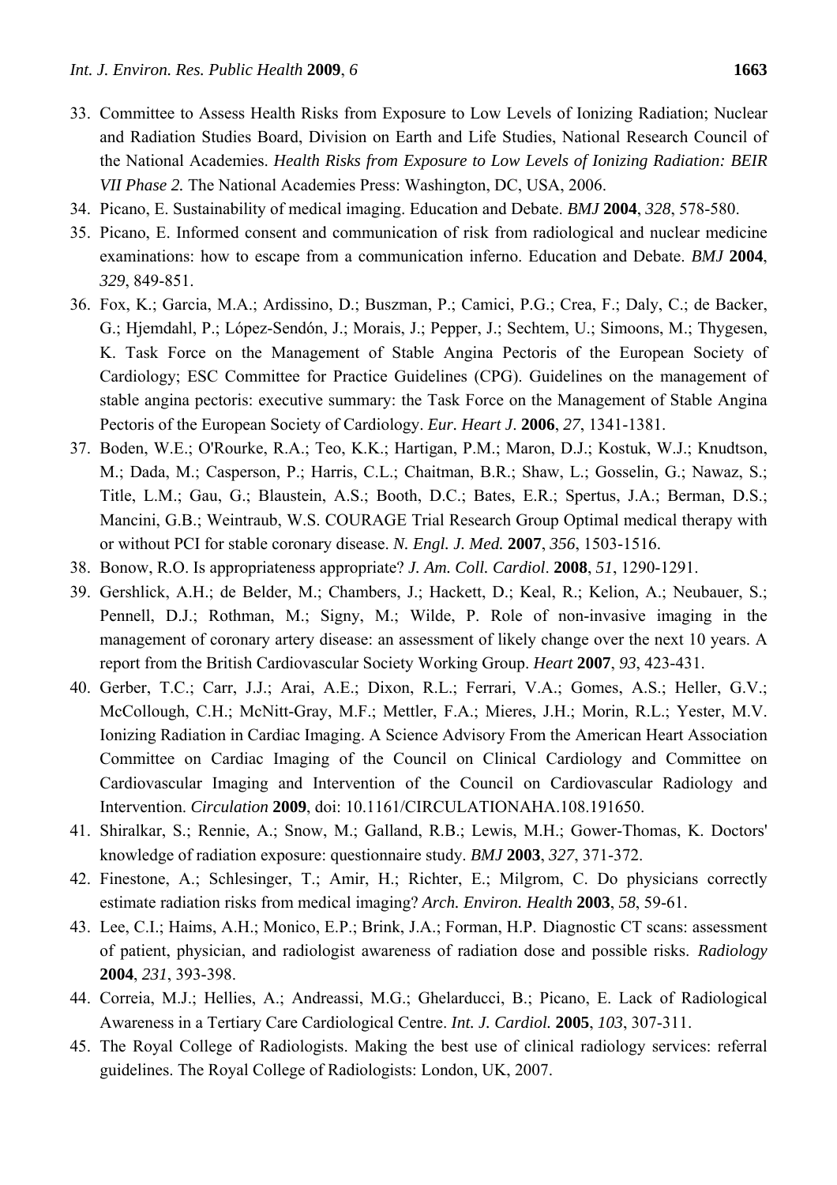33. Committee to Assess Health Risks from Exposure to Low Levels of Ionizing Radiation; Nuclear and Radiation Studies Board, Division on Earth and Life Studies, National Research Council of the National Academies. *Health Risks from Exposure to Low Levels of Ionizing Radiation: BEIR VII Phase 2.* The National Academies Press: Washington, DC, USA, 2006.
34. Picano, E. Sustainability of medical imaging. Education and Debate. *BMJ* **2004**, *328*, 578-580.
35. Picano, E. Informed consent and communication of risk from radiological and nuclear medicine examinations: how to escape from a communication inferno. Education and Debate. *BMJ* **2004**, *329*, 849-851.
36. Fox, K.; Garcia, M.A.; Ardissino, D.; Buszman, P.; Camici, P.G.; Crea, F.; Daly, C.; de Backer, G.; Hjemdahl, P.; López-Sendón, J.; Morais, J.; Pepper, J.; Sechtem, U.; Simoons, M.; Thygesen, K. Task Force on the Management of Stable Angina Pectoris of the European Society of Cardiology; ESC Committee for Practice Guidelines (CPG). Guidelines on the management of stable angina pectoris: executive summary: the Task Force on the Management of Stable Angina Pectoris of the European Society of Cardiology. *Eur. Heart J*. **2006**, *27*, 1341-1381.
37. Boden, W.E.; O'Rourke, R.A.; Teo, K.K.; Hartigan, P.M.; Maron, D.J.; Kostuk, W.J.; Knudtson, M.; Dada, M.; Casperson, P.; Harris, C.L.; Chaitman, B.R.; Shaw, L.; Gosselin, G.; Nawaz, S.; Title, L.M.; Gau, G.; Blaustein, A.S.; Booth, D.C.; Bates, E.R.; Spertus, J.A.; Berman, D.S.; Mancini, G.B.; Weintraub, W.S. COURAGE Trial Research Group Optimal medical therapy with or without PCI for stable coronary disease. *N. Engl. J. Med.* **2007**, *356*, 1503-1516.
38. Bonow, R.O. Is appropriateness appropriate? *J. Am. Coll. Cardiol*. **2008**, *51*, 1290-1291.
39. Gershlick, A.H.; de Belder, M.; Chambers, J.; Hackett, D.; Keal, R.; Kelion, A.; Neubauer, S.; Pennell, D.J.; Rothman, M.; Signy, M.; Wilde, P. Role of non-invasive imaging in the management of coronary artery disease: an assessment of likely change over the next 10 years. A report from the British Cardiovascular Society Working Group. *Heart* **2007**, *93*, 423-431.
40. Gerber, T.C.; Carr, J.J.; Arai, A.E.; Dixon, R.L.; Ferrari, V.A.; Gomes, A.S.; Heller, G.V.; McCollough, C.H.; McNitt-Gray, M.F.; Mettler, F.A.; Mieres, J.H.; Morin, R.L.; Yester, M.V. Ionizing Radiation in Cardiac Imaging. A Science Advisory From the American Heart Association Committee on Cardiac Imaging of the Council on Clinical Cardiology and Committee on Cardiovascular Imaging and Intervention of the Council on Cardiovascular Radiology and Intervention. *Circulation* **2009**, doi: 10.1161/CIRCULATIONAHA.108.191650.
41. Shiralkar, S.; Rennie, A.; Snow, M.; Galland, R.B.; Lewis, M.H.; Gower-Thomas, K. Doctors' knowledge of radiation exposure: questionnaire study. *BMJ* **2003**, *327*, 371-372.
42. Finestone, A.; Schlesinger, T.; Amir, H.; Richter, E.; Milgrom, C. Do physicians correctly estimate radiation risks from medical imaging? *Arch. Environ. Health* **2003**, *58*, 59-61.
43. Lee, C.I.; Haims, A.H.; Monico, E.P.; Brink, J.A.; Forman, H.P. Diagnostic CT scans: assessment of patient, physician, and radiologist awareness of radiation dose and possible risks. *Radiology* **2004**, *231*, 393-398.
44. Correia, M.J.; Hellies, A.; Andreassi, M.G.; Ghelarducci, B.; Picano, E. Lack of Radiological Awareness in a Tertiary Care Cardiological Centre. *Int. J. Cardiol.* **2005**, *103*, 307-311.
45. The Royal College of Radiologists. Making the best use of clinical radiology services: referral guidelines. The Royal College of Radiologists: London, UK, 2007.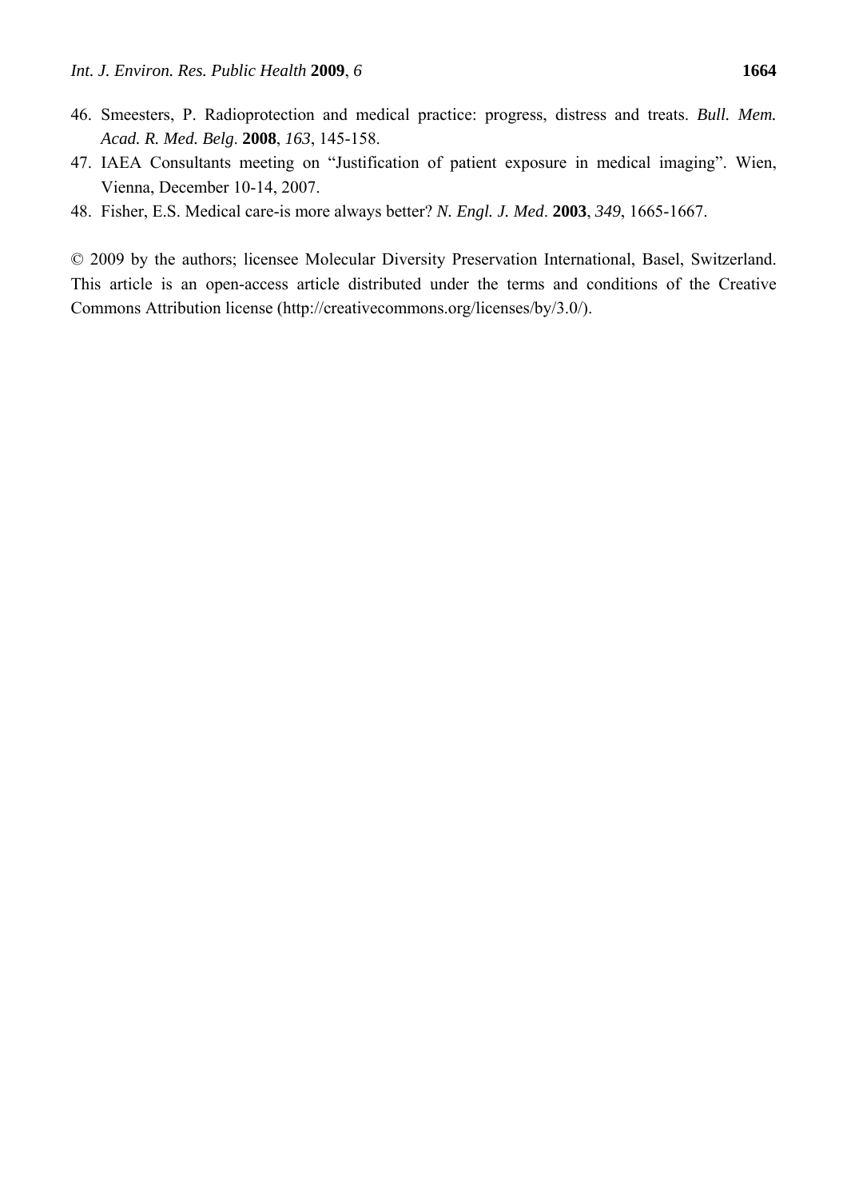46. Smeesters, P. Radioprotection and medical practice: progress, distress and treats. *Bull. Mem. Acad. R. Med. Belg*. **2008**, *163*, 145-158.
47. IAEA Consultants meeting on "Justification of patient exposure in medical imaging". Wien, Vienna, December 10-14, 2007.
48. Fisher, E.S. Medical care-is more always better? *N. Engl. J. Med*. **2003**, *349*, 1665-1667.

© 2009 by the authors; licensee Molecular Diversity Preservation International, Basel, Switzerland. This article is an open-access article distributed under the terms and conditions of the Creative Commons Attribution license (http://creativecommons.org/licenses/by/3.0/).